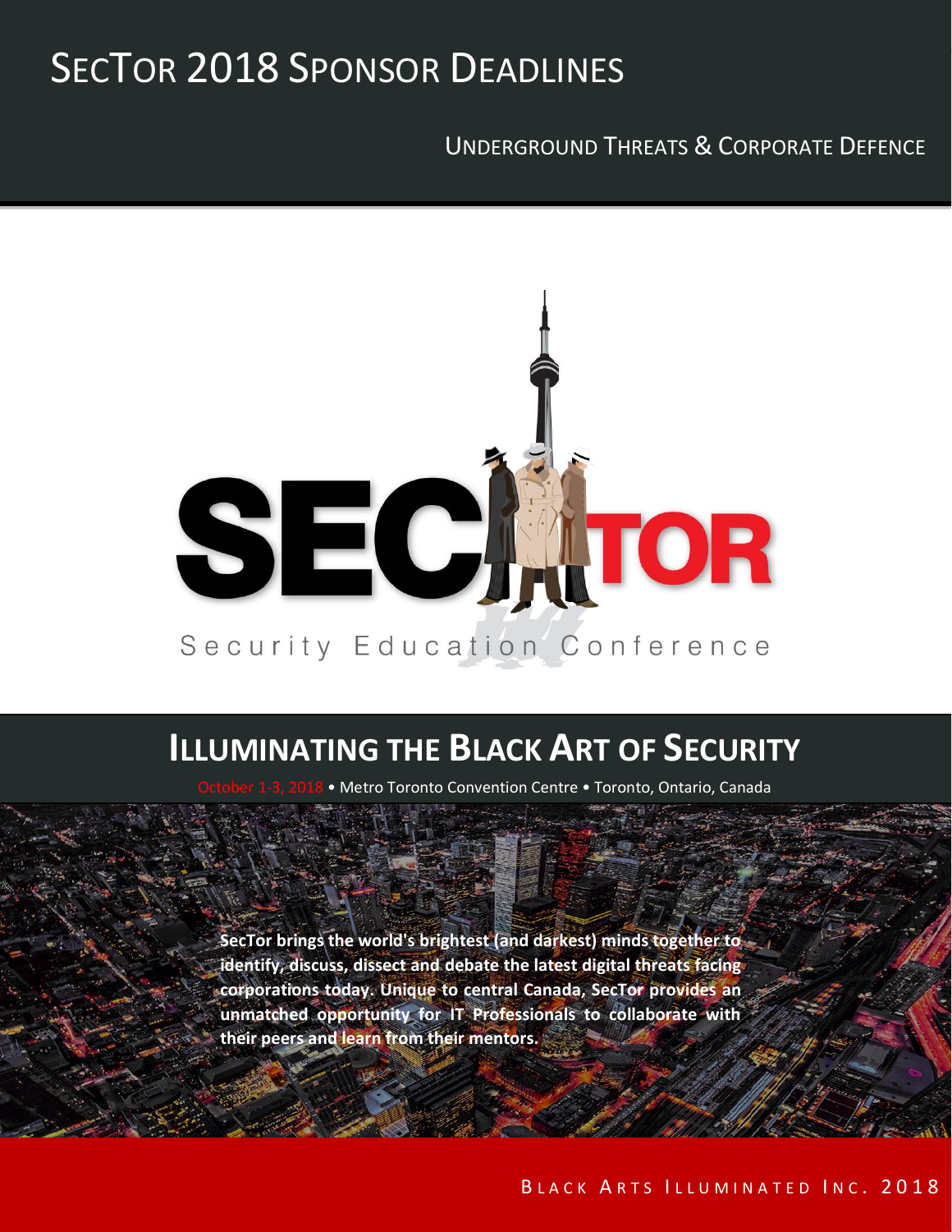# SecTor 2018 Sponsor Deadlines

Underground Threats & Corporate Defence

SECTOR

Security Education Conference

## Illuminating the Black Art of Security

October 1-3, 2018 • Metro Toronto Convention Centre • Toronto, Ontario, Canada

**SecTor brings the world's brightest (and darkest) minds together to identify, discuss, dissect and debate the latest digital threats facing corporations today. Unique to central Canada, SecTor provides an unmatched opportunity for IT Professionals to collaborate with their peers and learn from their mentors.**

Black Arts Illuminated Inc. 2018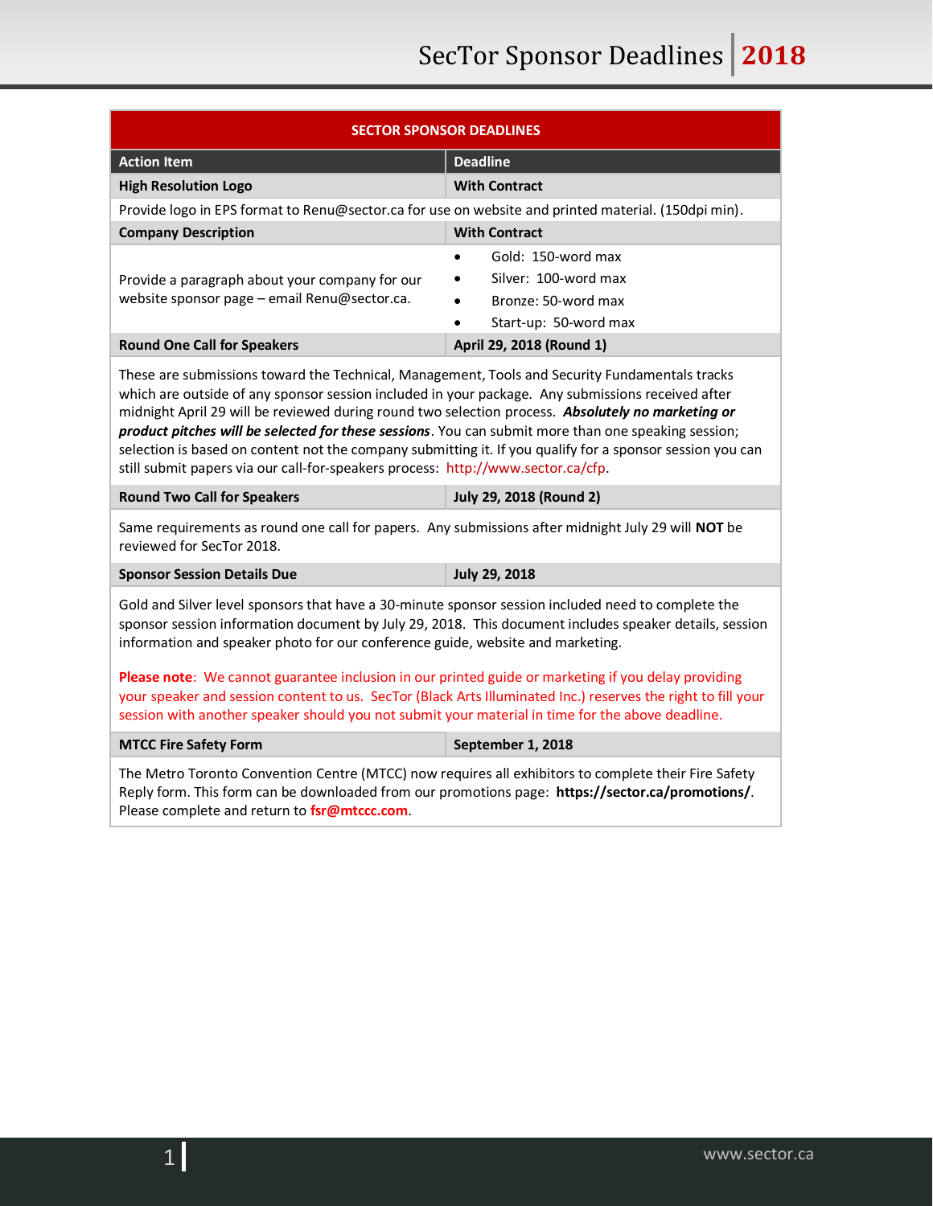# SecTor Sponsor Deadlines 2018

| SECTOR SPONSOR DEADLINES | |
|---|---|
| **Action Item** | **Deadline** |
| **High Resolution Logo** | **With Contract** |
| Provide logo in EPS format to Renu@sector.ca for use on website and printed material. (150dpi min). | |
| **Company Description** | **With Contract** |
| Provide a paragraph about your company for our website sponsor page – email Renu@sector.ca. | • Gold: 150-word max<br>• Silver: 100-word max<br>• Bronze: 50-word max<br>• Start-up: 50-word max |
| **Round One Call for Speakers** | **April 29, 2018 (Round 1)** |
| These are submissions toward the Technical, Management, Tools and Security Fundamentals tracks which are outside of any sponsor session included in your package. Any submissions received after midnight April 29 will be reviewed during round two selection process. ***Absolutely no marketing or product pitches will be selected for these sessions***. You can submit more than one speaking session; selection is based on content not the company submitting it. If you qualify for a sponsor session you can still submit papers via our call-for-speakers process: http://www.sector.ca/cfp. | |
| **Round Two Call for Speakers** | **July 29, 2018 (Round 2)** |
| Same requirements as round one call for papers. Any submissions after midnight July 29 will **NOT** be reviewed for SecTor 2018. | |
| **Sponsor Session Details Due** | **July 29, 2018** |
| Gold and Silver level sponsors that have a 30-minute sponsor session included need to complete the sponsor session information document by July 29, 2018. This document includes speaker details, session information and speaker photo for our conference guide, website and marketing.<br><br>**Please note**: We cannot guarantee inclusion in our printed guide or marketing if you delay providing your speaker and session content to us. SecTor (Black Arts Illuminated Inc.) reserves the right to fill your session with another speaker should you not submit your material in time for the above deadline. | |
| **MTCC Fire Safety Form** | **September 1, 2018** |
| The Metro Toronto Convention Centre (MTCC) now requires all exhibitors to complete their Fire Safety Reply form. This form can be downloaded from our promotions page: **https://sector.ca/promotions/**. Please complete and return to **fsr@mtccc.com**. | |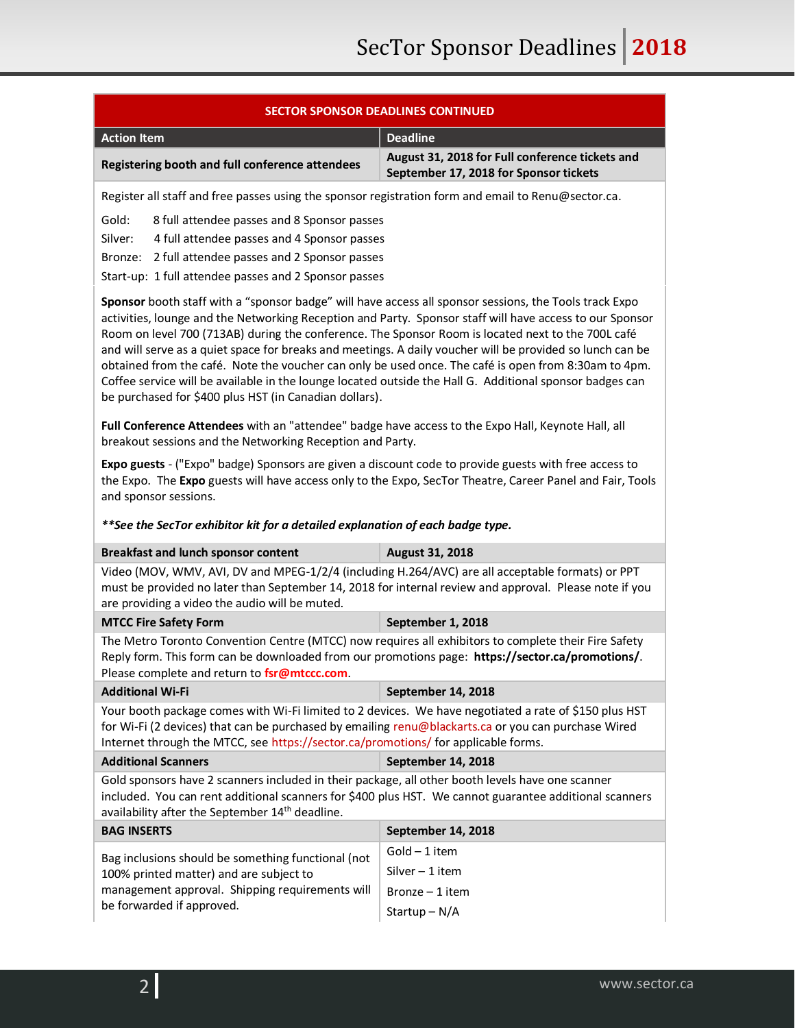| SECTOR SPONSOR DEADLINES CONTINUED | |
|---|---|
| **Action Item** | **Deadline** |
| **Registering booth and full conference attendees** | **August 31, 2018 for Full conference tickets and September 17, 2018 for Sponsor tickets** |

Register all staff and free passes using the sponsor registration form and email to Renu@sector.ca.

Gold: 8 full attendee passes and 8 Sponsor passes
Silver: 4 full attendee passes and 4 Sponsor passes
Bronze: 2 full attendee passes and 2 Sponsor passes
Start-up: 1 full attendee passes and 2 Sponsor passes

**Sponsor** booth staff with a "sponsor badge" will have access all sponsor sessions, the Tools track Expo activities, lounge and the Networking Reception and Party. Sponsor staff will have access to our Sponsor Room on level 700 (713AB) during the conference. The Sponsor Room is located next to the 700L café and will serve as a quiet space for breaks and meetings. A daily voucher will be provided so lunch can be obtained from the café. Note the voucher can only be used once. The café is open from 8:30am to 4pm. Coffee service will be available in the lounge located outside the Hall G. Additional sponsor badges can be purchased for $400 plus HST (in Canadian dollars).

**Full Conference Attendees** with an "attendee" badge have access to the Expo Hall, Keynote Hall, all breakout sessions and the Networking Reception and Party.

**Expo guests** - ("Expo" badge) Sponsors are given a discount code to provide guests with free access to the Expo. The **Expo** guests will have access only to the Expo, SecTor Theatre, Career Panel and Fair, Tools and sponsor sessions.

***\*\*See the SecTor exhibitor kit for a detailed explanation of each badge type.***

| **Breakfast and lunch sponsor content** | **August 31, 2018** |
|---|---|

Video (MOV, WMV, AVI, DV and MPEG-1/2/4 (including H.264/AVC) are all acceptable formats) or PPT must be provided no later than September 14, 2018 for internal review and approval. Please note if you are providing a video the audio will be muted.

| **MTCC Fire Safety Form** | **September 1, 2018** |
|---|---|

The Metro Toronto Convention Centre (MTCC) now requires all exhibitors to complete their Fire Safety Reply form. This form can be downloaded from our promotions page: **https://sector.ca/promotions/**. Please complete and return to **fsr@mtccc.com**.

| **Additional Wi-Fi** | **September 14, 2018** |
|---|---|

Your booth package comes with Wi-Fi limited to 2 devices. We have negotiated a rate of $150 plus HST for Wi-Fi (2 devices) that can be purchased by emailing renu@blackarts.ca or you can purchase Wired Internet through the MTCC, see https://sector.ca/promotions/ for applicable forms.

| **Additional Scanners** | **September 14, 2018** |
|---|---|

Gold sponsors have 2 scanners included in their package, all other booth levels have one scanner included. You can rent additional scanners for $400 plus HST. We cannot guarantee additional scanners availability after the September 14th deadline.

| **BAG INSERTS** | **September 14, 2018** |
|---|---|
| Bag inclusions should be something functional (not 100% printed matter) and are subject to management approval. Shipping requirements will be forwarded if approved. | Gold – 1 item<br>Silver – 1 item<br>Bronze – 1 item<br>Startup – N/A |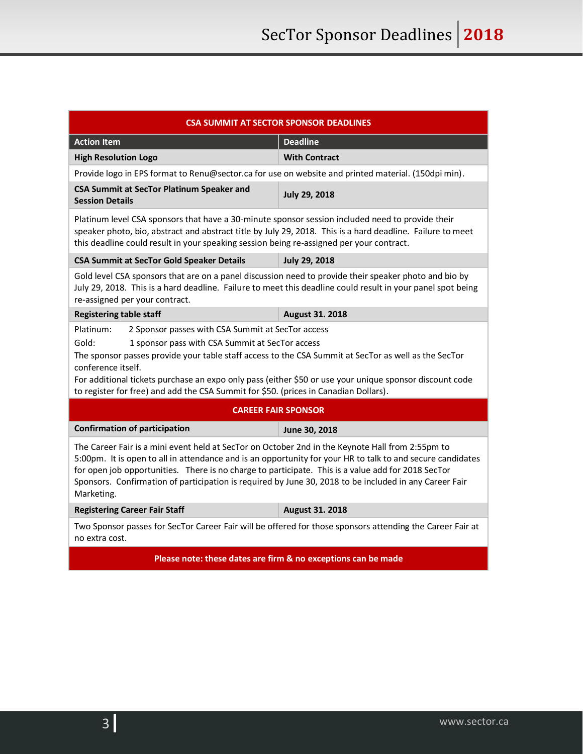| CSA SUMMIT AT SECTOR SPONSOR DEADLINES | |
|---|---|
| **Action Item** | **Deadline** |
| **High Resolution Logo** | **With Contract** |
| Provide logo in EPS format to Renu@sector.ca for use on website and printed material. (150dpi min). | |
| **CSA Summit at SecTor Platinum Speaker and Session Details** | **July 29, 2018** |
| Platinum level CSA sponsors that have a 30-minute sponsor session included need to provide their speaker photo, bio, abstract and abstract title by July 29, 2018. This is a hard deadline. Failure to meet this deadline could result in your speaking session being re-assigned per your contract. | |
| **CSA Summit at SecTor Gold Speaker Details** | **July 29, 2018** |
| Gold level CSA sponsors that are on a panel discussion need to provide their speaker photo and bio by July 29, 2018. This is a hard deadline. Failure to meet this deadline could result in your panel spot being re-assigned per your contract. | |
| **Registering table staff** | **August 31. 2018** |
| Platinum: 2 Sponsor passes with CSA Summit at SecTor access<br>Gold: 1 sponsor pass with CSA Summit at SecTor access<br>The sponsor passes provide your table staff access to the CSA Summit at SecTor as well as the SecTor conference itself.<br>For additional tickets purchase an expo only pass (either $50 or use your unique sponsor discount code to register for free) and add the CSA Summit for $50. (prices in Canadian Dollars). | |
| **CAREER FAIR SPONSOR** | |
| **Confirmation of participation** | **June 30, 2018** |
| The Career Fair is a mini event held at SecTor on October 2nd in the Keynote Hall from 2:55pm to 5:00pm. It is open to all in attendance and is an opportunity for your HR to talk to and secure candidates for open job opportunities. There is no charge to participate. This is a value add for 2018 SecTor Sponsors. Confirmation of participation is required by June 30, 2018 to be included in any Career Fair Marketing. | |
| **Registering Career Fair Staff** | **August 31. 2018** |
| Two Sponsor passes for SecTor Career Fair will be offered for those sponsors attending the Career Fair at no extra cost. | |
| **Please note: these dates are firm & no exceptions can be made** | |